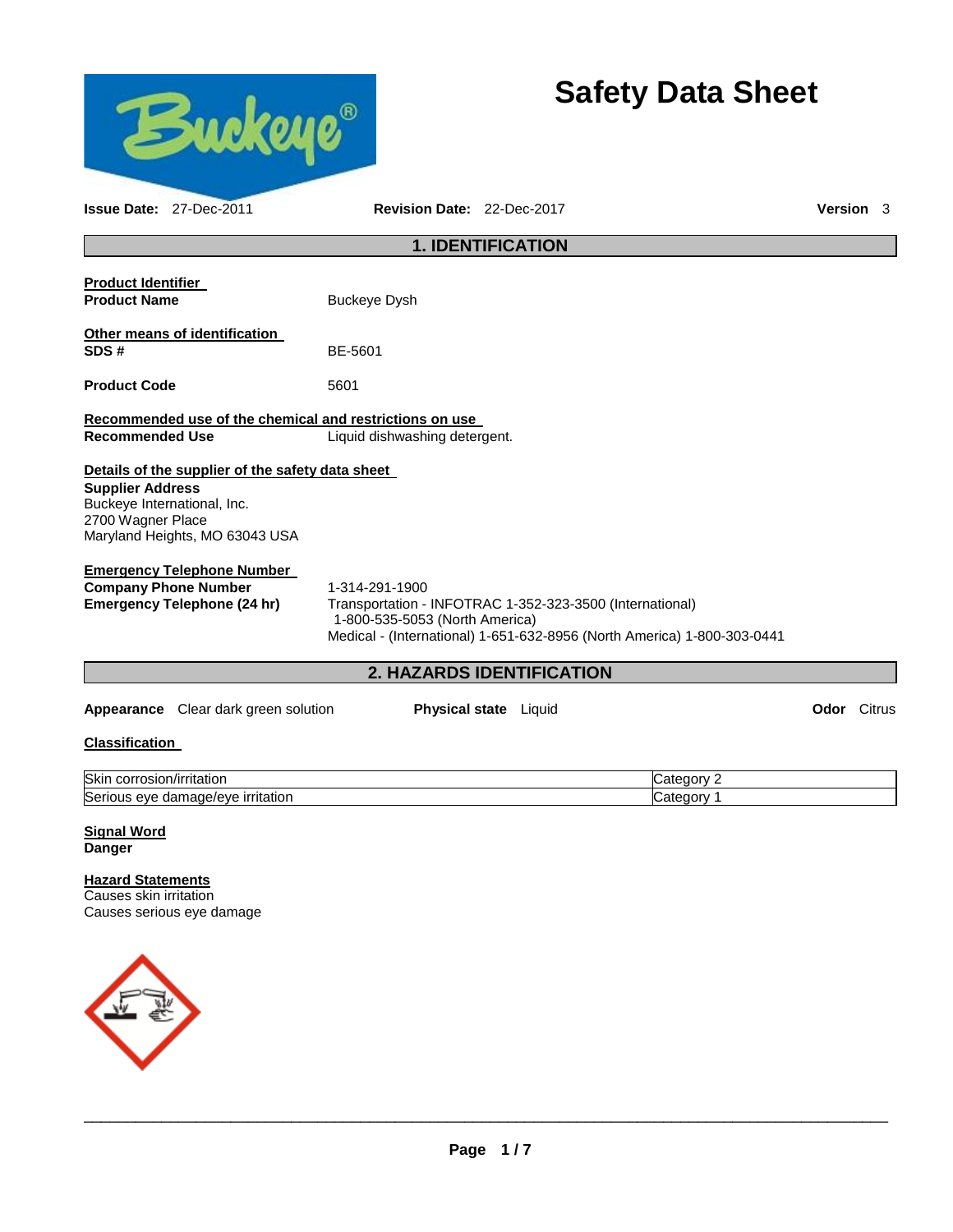# Safety Data Sheet

**Issue Date:** 27-Dec-2011 **Revision Date:** 22-Dec-2017 **Version** 3

## 1. IDENTIFICATION

**Product Identifier**

**Product Name** Buckeye Dysh

**Other means of identification**

**SDS #** BE-5601

**Product Code** 5601

**Recommended use of the chemical and restrictions on use**

**Recommended Use** Liquid dishwashing detergent.

**Details of the supplier of the safety data sheet**

**Supplier Address**
Buckeye International, Inc.
2700 Wagner Place
Maryland Heights, MO 63043 USA

**Emergency Telephone Number**

**Company Phone Number** 1-314-291-1900

**Emergency Telephone (24 hr)** Transportation - INFOTRAC 1-352-323-3500 (International)
1-800-535-5053 (North America)
Medical - (International) 1-651-632-8956 (North America) 1-800-303-0441

## 2. HAZARDS IDENTIFICATION

**Appearance** Clear dark green solution **Physical state** Liquid **Odor** Citrus

**Classification**

| | |
|---|---|
| Skin corrosion/irritation | Category 2 |
| Serious eye damage/eye irritation | Category 1 |

**Signal Word**

**Danger**

**Hazard Statements**

Causes skin irritation
Causes serious eye damage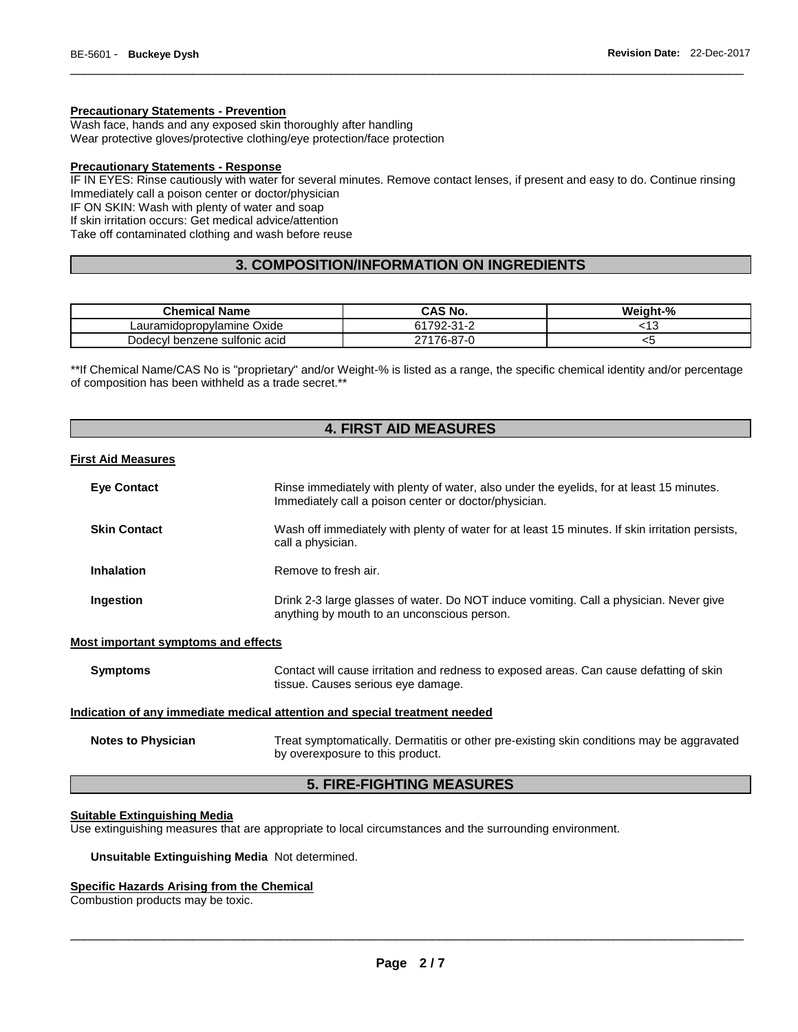**Precautionary Statements - Prevention**

Wash face, hands and any exposed skin thoroughly after handling
Wear protective gloves/protective clothing/eye protection/face protection

**Precautionary Statements - Response**

IF IN EYES: Rinse cautiously with water for several minutes. Remove contact lenses, if present and easy to do. Continue rinsing
Immediately call a poison center or doctor/physician
IF ON SKIN: Wash with plenty of water and soap
If skin irritation occurs: Get medical advice/attention
Take off contaminated clothing and wash before reuse

## 3. COMPOSITION/INFORMATION ON INGREDIENTS

| Chemical Name | CAS No. | Weight-% |
|---|---|---|
| Lauramidopropylamine Oxide | 61792-31-2 | <13 |
| Dodecyl benzene sulfonic acid | 27176-87-0 | <5 |

**If Chemical Name/CAS No is "proprietary" and/or Weight-% is listed as a range, the specific chemical identity and/or percentage of composition has been withheld as a trade secret.**

## 4. FIRST AID MEASURES

**First Aid Measures**

**Eye Contact** Rinse immediately with plenty of water, also under the eyelids, for at least 15 minutes. Immediately call a poison center or doctor/physician.

**Skin Contact** Wash off immediately with plenty of water for at least 15 minutes. If skin irritation persists, call a physician.

**Inhalation** Remove to fresh air.

**Ingestion** Drink 2-3 large glasses of water. Do NOT induce vomiting. Call a physician. Never give anything by mouth to an unconscious person.

**Most important symptoms and effects**

**Symptoms** Contact will cause irritation and redness to exposed areas. Can cause defatting of skin tissue. Causes serious eye damage.

**Indication of any immediate medical attention and special treatment needed**

**Notes to Physician** Treat symptomatically. Dermatitis or other pre-existing skin conditions may be aggravated by overexposure to this product.

## 5. FIRE-FIGHTING MEASURES

**Suitable Extinguishing Media**

Use extinguishing measures that are appropriate to local circumstances and the surrounding environment.

**Unsuitable Extinguishing Media** Not determined.

**Specific Hazards Arising from the Chemical**

Combustion products may be toxic.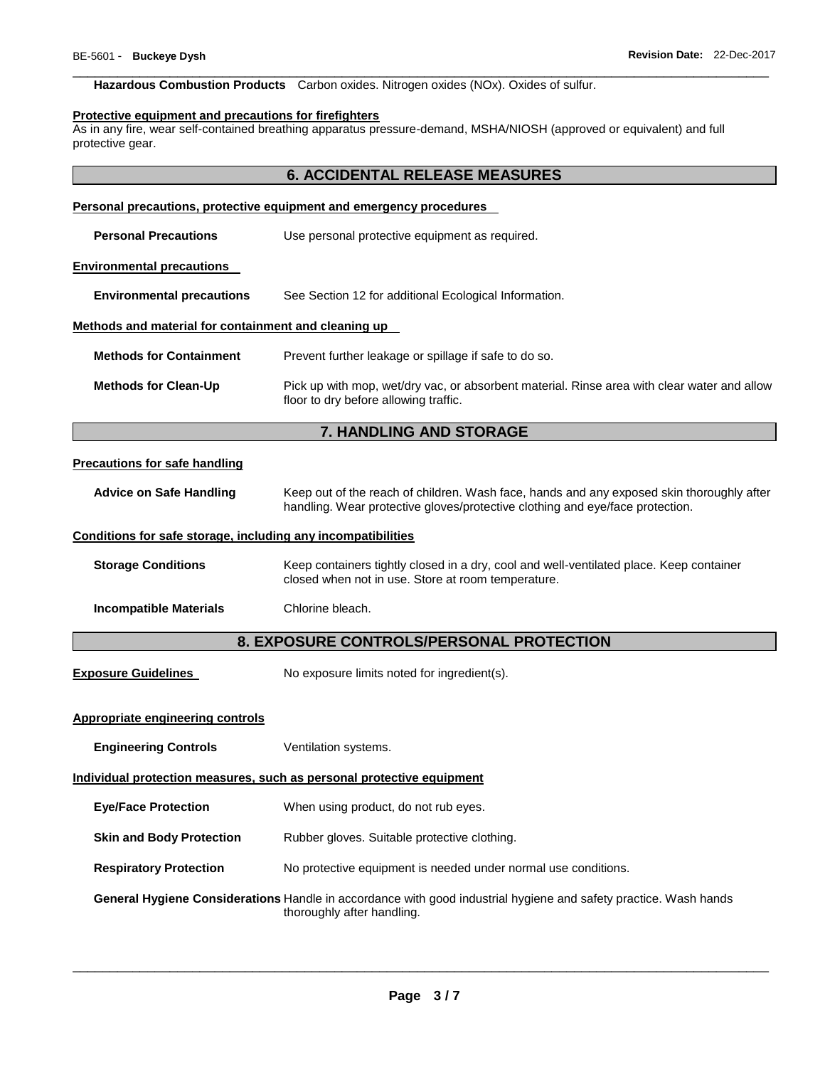**Hazardous Combustion Products** Carbon oxides. Nitrogen oxides (NOx). Oxides of sulfur.

**Protective equipment and precautions for firefighters**

As in any fire, wear self-contained breathing apparatus pressure-demand, MSHA/NIOSH (approved or equivalent) and full protective gear.

## 6. ACCIDENTAL RELEASE MEASURES

**Personal precautions, protective equipment and emergency procedures**

**Personal Precautions** Use personal protective equipment as required.

**Environmental precautions**

**Environmental precautions** See Section 12 for additional Ecological Information.

**Methods and material for containment and cleaning up**

**Methods for Containment** Prevent further leakage or spillage if safe to do so.

**Methods for Clean-Up** Pick up with mop, wet/dry vac, or absorbent material. Rinse area with clear water and allow floor to dry before allowing traffic.

## 7. HANDLING AND STORAGE

**Precautions for safe handling**

**Advice on Safe Handling** Keep out of the reach of children. Wash face, hands and any exposed skin thoroughly after handling. Wear protective gloves/protective clothing and eye/face protection.

**Conditions for safe storage, including any incompatibilities**

**Storage Conditions** Keep containers tightly closed in a dry, cool and well-ventilated place. Keep container closed when not in use. Store at room temperature.

**Incompatible Materials** Chlorine bleach.

## 8. EXPOSURE CONTROLS/PERSONAL PROTECTION

**Exposure Guidelines** No exposure limits noted for ingredient(s).

**Appropriate engineering controls**

**Engineering Controls** Ventilation systems.

**Individual protection measures, such as personal protective equipment**

**Eye/Face Protection** When using product, do not rub eyes.

**Skin and Body Protection** Rubber gloves. Suitable protective clothing.

**Respiratory Protection** No protective equipment is needed under normal use conditions.

**General Hygiene Considerations** Handle in accordance with good industrial hygiene and safety practice. Wash hands thoroughly after handling.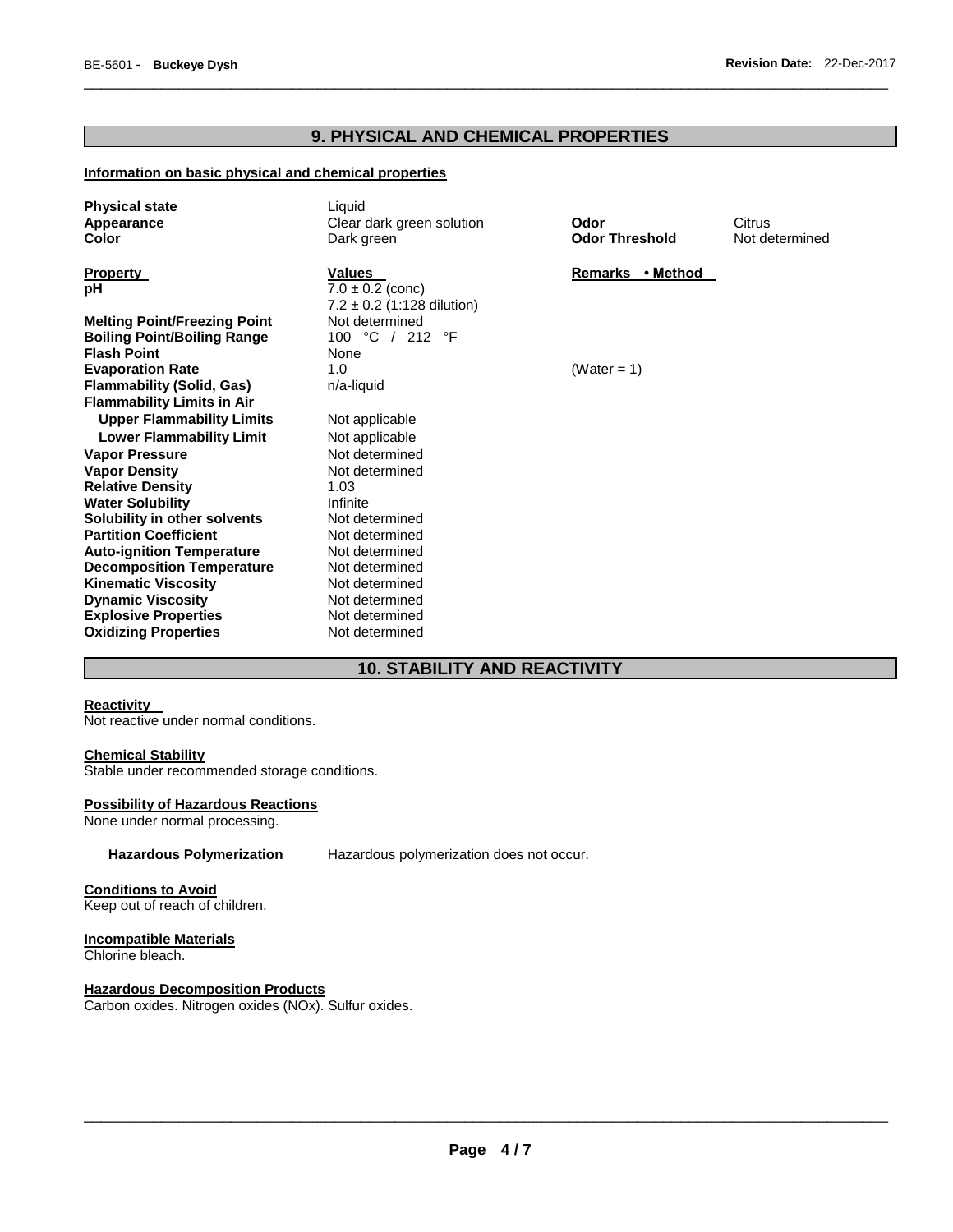## 9. PHYSICAL AND CHEMICAL PROPERTIES

**Information on basic physical and chemical properties**

| | | | |
|---|---|---|---|
| **Physical state** | Liquid | | |
| **Appearance** | Clear dark green solution | **Odor** | Citrus |
| **Color** | Dark green | **Odor Threshold** | Not determined |

| **Property** | **Values** | **Remarks • Method** |
|---|---|---|
| **pH** | 7.0 ± 0.2 (conc)<br>7.2 ± 0.2 (1:128 dilution) | |
| **Melting Point/Freezing Point** | Not determined | |
| **Boiling Point/Boiling Range** | 100 °C / 212 °F | |
| **Flash Point** | None | |
| **Evaporation Rate** | 1.0 | (Water = 1) |
| **Flammability (Solid, Gas)** | n/a-liquid | |
| **Flammability Limits in Air** | | |
| **Upper Flammability Limits** | Not applicable | |
| **Lower Flammability Limit** | Not applicable | |
| **Vapor Pressure** | Not determined | |
| **Vapor Density** | Not determined | |
| **Relative Density** | 1.03 | |
| **Water Solubility** | Infinite | |
| **Solubility in other solvents** | Not determined | |
| **Partition Coefficient** | Not determined | |
| **Auto-ignition Temperature** | Not determined | |
| **Decomposition Temperature** | Not determined | |
| **Kinematic Viscosity** | Not determined | |
| **Dynamic Viscosity** | Not determined | |
| **Explosive Properties** | Not determined | |
| **Oxidizing Properties** | Not determined | |

## 10. STABILITY AND REACTIVITY

**Reactivity**

Not reactive under normal conditions.

**Chemical Stability**

Stable under recommended storage conditions.

**Possibility of Hazardous Reactions**

None under normal processing.

**Hazardous Polymerization** Hazardous polymerization does not occur.

**Conditions to Avoid**

Keep out of reach of children.

**Incompatible Materials**

Chlorine bleach.

**Hazardous Decomposition Products**

Carbon oxides. Nitrogen oxides (NOx). Sulfur oxides.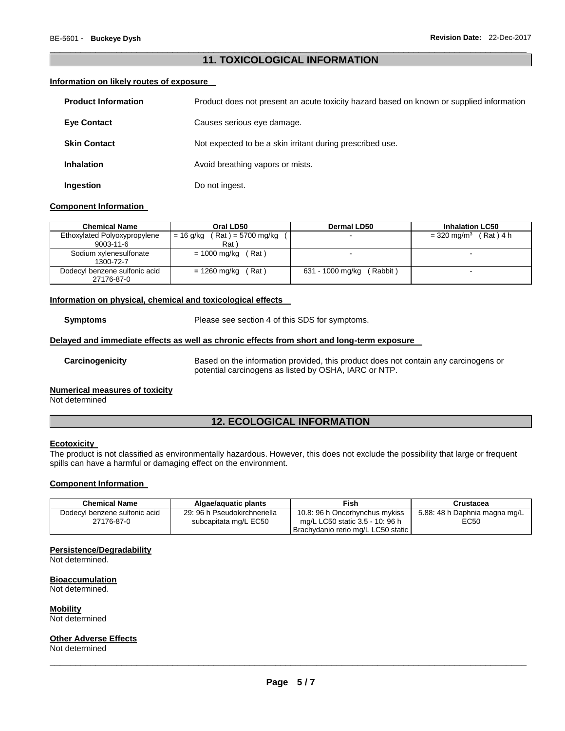## 11. TOXICOLOGICAL INFORMATION

### Information on likely routes of exposure

**Product Information** Product does not present an acute toxicity hazard based on known or supplied information

**Eye Contact** Causes serious eye damage.

**Skin Contact** Not expected to be a skin irritant during prescribed use.

**Inhalation** Avoid breathing vapors or mists.

**Ingestion** Do not ingest.

### Component Information

| Chemical Name | Oral LD50 | Dermal LD50 | Inhalation LC50 |
|---|---|---|---|
| Ethoxylated Polyoxypropylene 9003-11-6 | = 16 g/kg ( Rat ) = 5700 mg/kg ( Rat ) | - | = 320 mg/m$^3$ ( Rat ) 4 h |
| Sodium xylenesulfonate 1300-72-7 | = 1000 mg/kg ( Rat ) | - | - |
| Dodecyl benzene sulfonic acid 27176-87-0 | = 1260 mg/kg ( Rat ) | 631 - 1000 mg/kg ( Rabbit ) | - |

### Information on physical, chemical and toxicological effects

**Symptoms** Please see section 4 of this SDS for symptoms.

### Delayed and immediate effects as well as chronic effects from short and long-term exposure

**Carcinogenicity** Based on the information provided, this product does not contain any carcinogens or potential carcinogens as listed by OSHA, IARC or NTP.

### Numerical measures of toxicity

Not determined

## 12. ECOLOGICAL INFORMATION

### Ecotoxicity

The product is not classified as environmentally hazardous. However, this does not exclude the possibility that large or frequent spills can have a harmful or damaging effect on the environment.

### Component Information

| Chemical Name | Algae/aquatic plants | Fish | Crustacea |
|---|---|---|---|
| Dodecyl benzene sulfonic acid 27176-87-0 | 29: 96 h Pseudokirchneriella subcapitata mg/L EC50 | 10.8: 96 h Oncorhynchus mykiss mg/L LC50 static 3.5 - 10: 96 h Brachydanio rerio mg/L LC50 static | 5.88: 48 h Daphnia magna mg/L EC50 |

### Persistence/Degradability

Not determined.

### Bioaccumulation

Not determined.

### Mobility

Not determined

### Other Adverse Effects

Not determined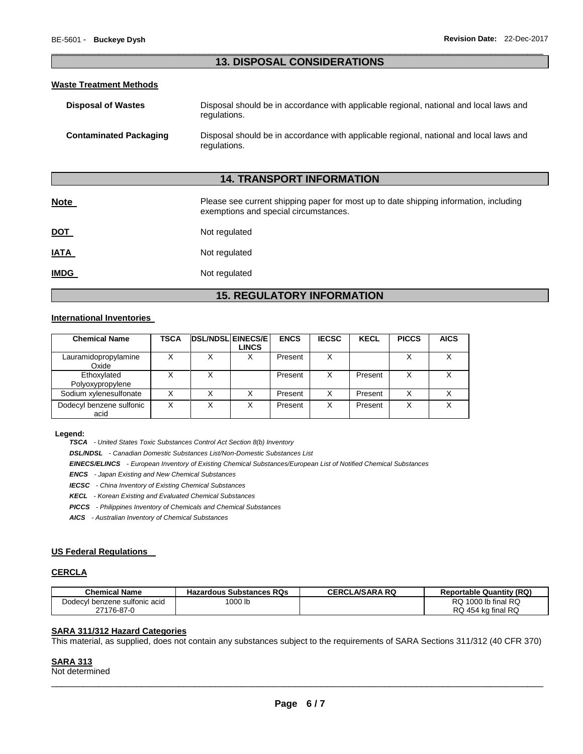## 13. DISPOSAL CONSIDERATIONS

### Waste Treatment Methods

**Disposal of Wastes** Disposal should be in accordance with applicable regional, national and local laws and regulations.

**Contaminated Packaging** Disposal should be in accordance with applicable regional, national and local laws and regulations.

## 14. TRANSPORT INFORMATION

**Note** Please see current shipping paper for most up to date shipping information, including exemptions and special circumstances.

**DOT** Not regulated

**IATA** Not regulated

**IMDG** Not regulated

## 15. REGULATORY INFORMATION

### International Inventories

| Chemical Name | TSCA | DSL/NDSL | EINECS/ELINCS | ENCS | IECSC | KECL | PICCS | AICS |
|---|---|---|---|---|---|---|---|---|
| Lauramidopropylamine Oxide | X | X | X | Present | X | | X | X |
| Ethoxylated Polyoxypropylene | X | X | | Present | X | Present | X | X |
| Sodium xylenesulfonate | X | X | X | Present | X | Present | X | X |
| Dodecyl benzene sulfonic acid | X | X | X | Present | X | Present | X | X |

**Legend:**

***TSCA*** *- United States Toxic Substances Control Act Section 8(b) Inventory*

***DSL/NDSL*** *- Canadian Domestic Substances List/Non-Domestic Substances List*

***EINECS/ELINCS*** *- European Inventory of Existing Chemical Substances/European List of Notified Chemical Substances*

***ENCS*** *- Japan Existing and New Chemical Substances*

***IECSC*** *- China Inventory of Existing Chemical Substances*

***KECL*** *- Korean Existing and Evaluated Chemical Substances*

***PICCS*** *- Philippines Inventory of Chemicals and Chemical Substances*

***AICS*** *- Australian Inventory of Chemical Substances*

### US Federal Regulations

### CERCLA

| Chemical Name | Hazardous Substances RQs | CERCLA/SARA RQ | Reportable Quantity (RQ) |
|---|---|---|---|
| Dodecyl benzene sulfonic acid 27176-87-0 | 1000 lb | | RQ 1000 lb final RQ RQ 454 kg final RQ |

### SARA 311/312 Hazard Categories

This material, as supplied, does not contain any substances subject to the requirements of SARA Sections 311/312 (40 CFR 370)

### SARA 313

Not determined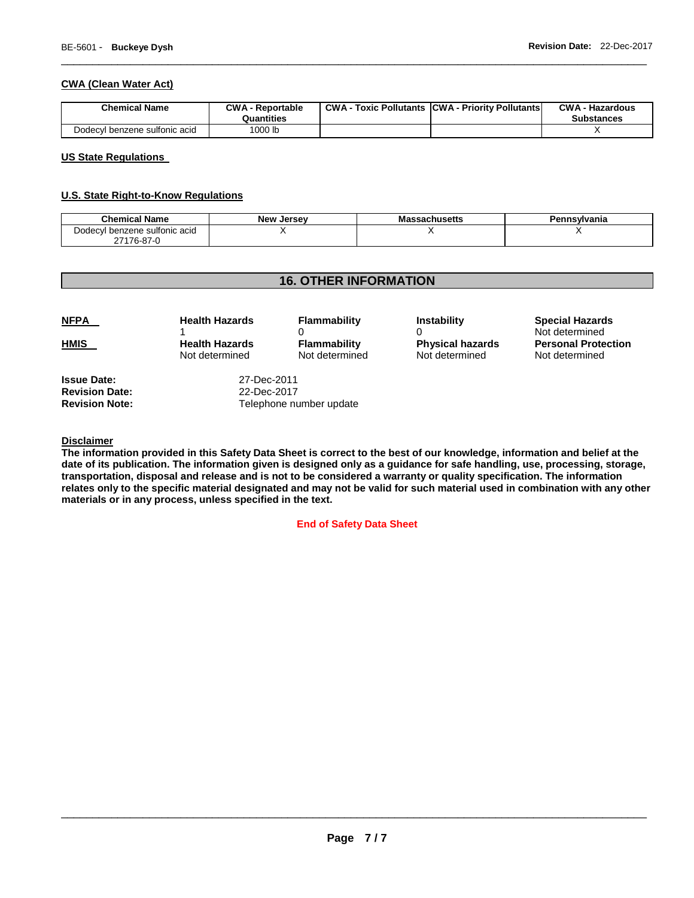### CWA (Clean Water Act)

| Chemical Name | CWA - Reportable Quantities | CWA - Toxic Pollutants | CWA - Priority Pollutants | CWA - Hazardous Substances |
|---|---|---|---|---|
| Dodecyl benzene sulfonic acid | 1000 lb | | | X |

### US State Regulations

### U.S. State Right-to-Know Regulations

| Chemical Name | New Jersey | Massachusetts | Pennsylvania |
|---|---|---|---|
| Dodecyl benzene sulfonic acid 27176-87-0 | X | X | X |

## 16. OTHER INFORMATION

| | | | | |
|---|---|---|---|---|
| **NFPA** | **Health Hazards** 1 | **Flammability** 0 | **Instability** 0 | **Special Hazards** Not determined |
| **HMIS** | **Health Hazards** Not determined | **Flammability** Not determined | **Physical hazards** Not determined | **Personal Protection** Not determined |

**Issue Date:** 27-Dec-2011
**Revision Date:** 22-Dec-2017
**Revision Note:** Telephone number update

**Disclaimer**

**The information provided in this Safety Data Sheet is correct to the best of our knowledge, information and belief at the date of its publication. The information given is designed only as a guidance for safe handling, use, processing, storage, transportation, disposal and release and is not to be considered a warranty or quality specification. The information relates only to the specific material designated and may not be valid for such material used in combination with any other materials or in any process, unless specified in the text.**

**End of Safety Data Sheet**